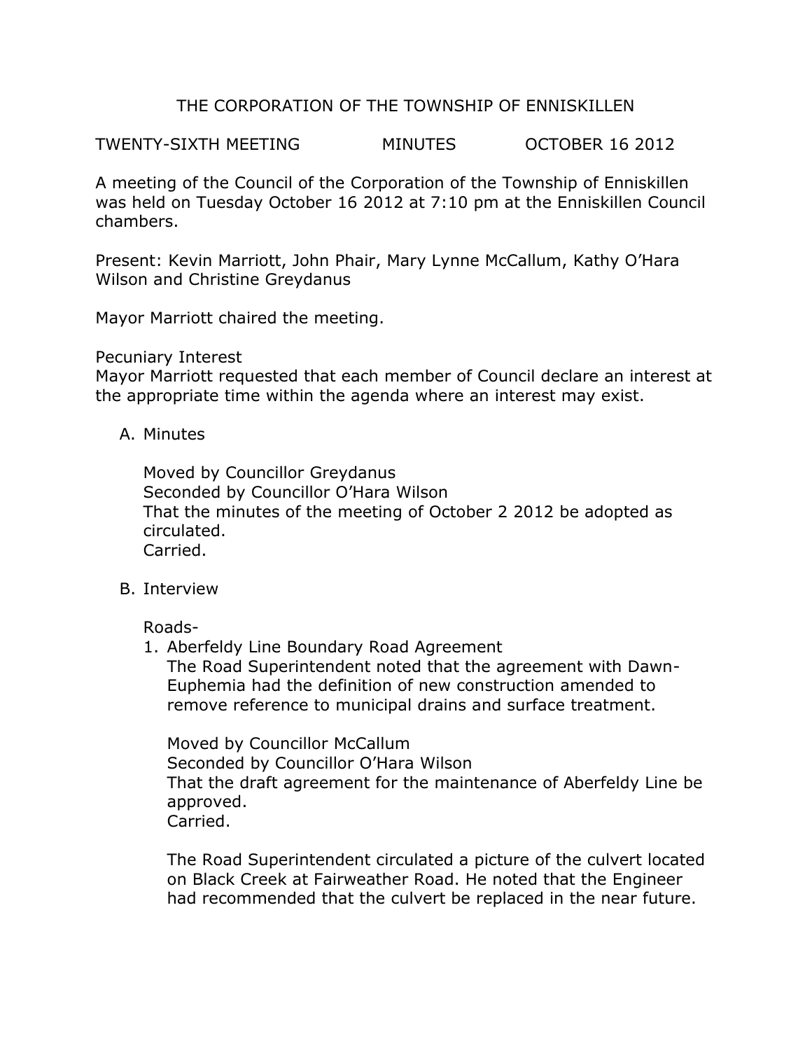# THE CORPORATION OF THE TOWNSHIP OF ENNISKILLEN

TWENTY-SIXTH MEETING MINUTES OCTOBER 16 2012

A meeting of the Council of the Corporation of the Township of Enniskillen was held on Tuesday October 16 2012 at 7:10 pm at the Enniskillen Council chambers.

Present: Kevin Marriott, John Phair, Mary Lynne McCallum, Kathy O'Hara Wilson and Christine Greydanus

Mayor Marriott chaired the meeting.

Pecuniary Interest
Mayor Marriott requested that each member of Council declare an interest at the appropriate time within the agenda where an interest may exist.

A. Minutes

   Moved by Councillor Greydanus
   Seconded by Councillor O'Hara Wilson
   That the minutes of the meeting of October 2 2012 be adopted as circulated.
   Carried.

B. Interview

   Roads-

   1. Aberfeldy Line Boundary Road Agreement
      The Road Superintendent noted that the agreement with Dawn-Euphemia had the definition of new construction amended to remove reference to municipal drains and surface treatment.

      Moved by Councillor McCallum
      Seconded by Councillor O'Hara Wilson
      That the draft agreement for the maintenance of Aberfeldy Line be approved.
      Carried.

      The Road Superintendent circulated a picture of the culvert located on Black Creek at Fairweather Road. He noted that the Engineer had recommended that the culvert be replaced in the near future.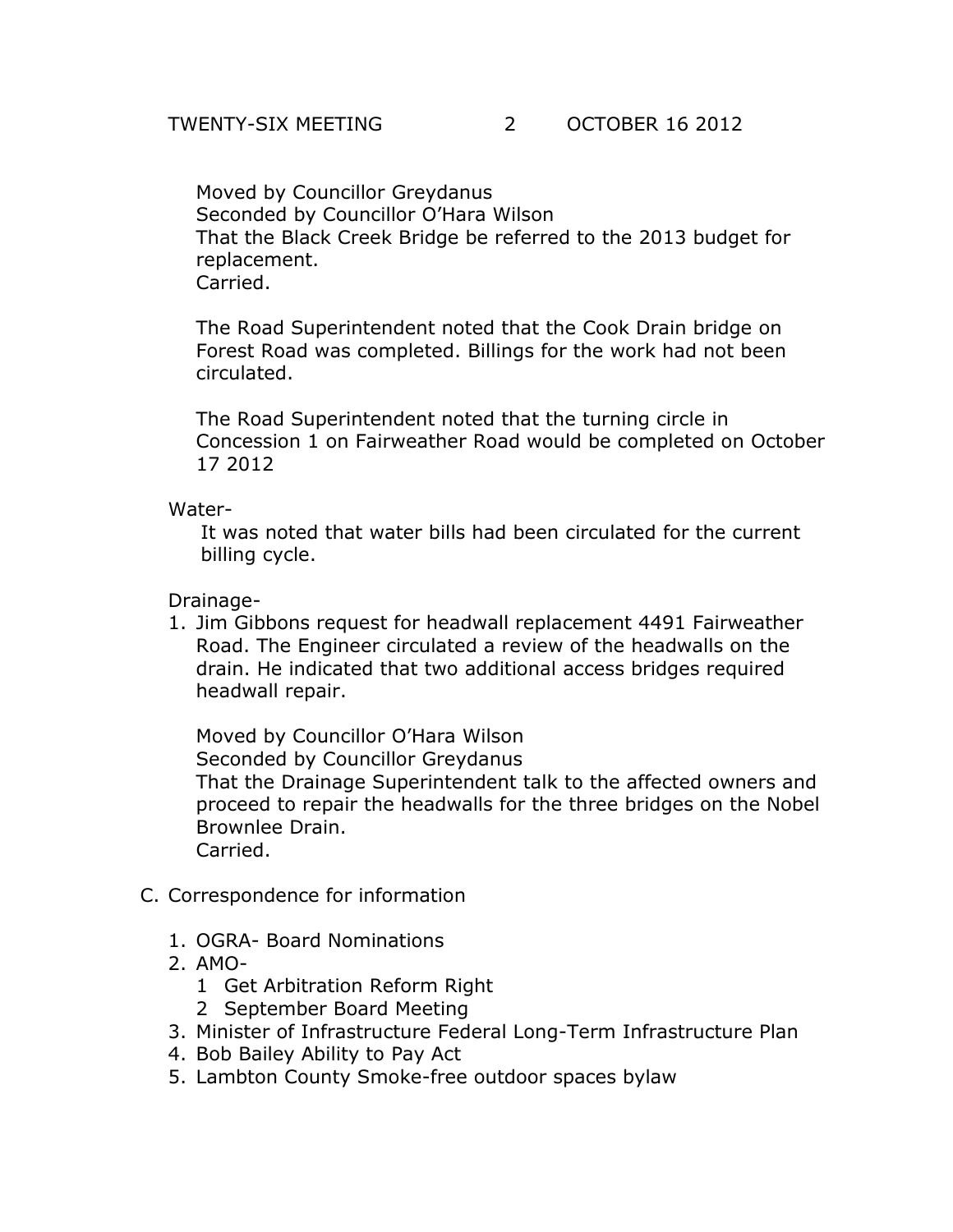Moved by Councillor Greydanus
Seconded by Councillor O'Hara Wilson
That the Black Creek Bridge be referred to the 2013 budget for replacement.
Carried.

The Road Superintendent noted that the Cook Drain bridge on Forest Road was completed. Billings for the work had not been circulated.

The Road Superintendent noted that the turning circle in Concession 1 on Fairweather Road would be completed on October 17 2012

Water-

It was noted that water bills had been circulated for the current billing cycle.

Drainage-

1. Jim Gibbons request for headwall replacement 4491 Fairweather Road. The Engineer circulated a review of the headwalls on the drain. He indicated that two additional access bridges required headwall repair.

   Moved by Councillor O'Hara Wilson
   Seconded by Councillor Greydanus
   That the Drainage Superintendent talk to the affected owners and proceed to repair the headwalls for the three bridges on the Nobel Brownlee Drain.
   Carried.

C. Correspondence for information

1. OGRA- Board Nominations
2. AMO-
   1 Get Arbitration Reform Right
   2 September Board Meeting
3. Minister of Infrastructure Federal Long-Term Infrastructure Plan
4. Bob Bailey Ability to Pay Act
5. Lambton County Smoke-free outdoor spaces bylaw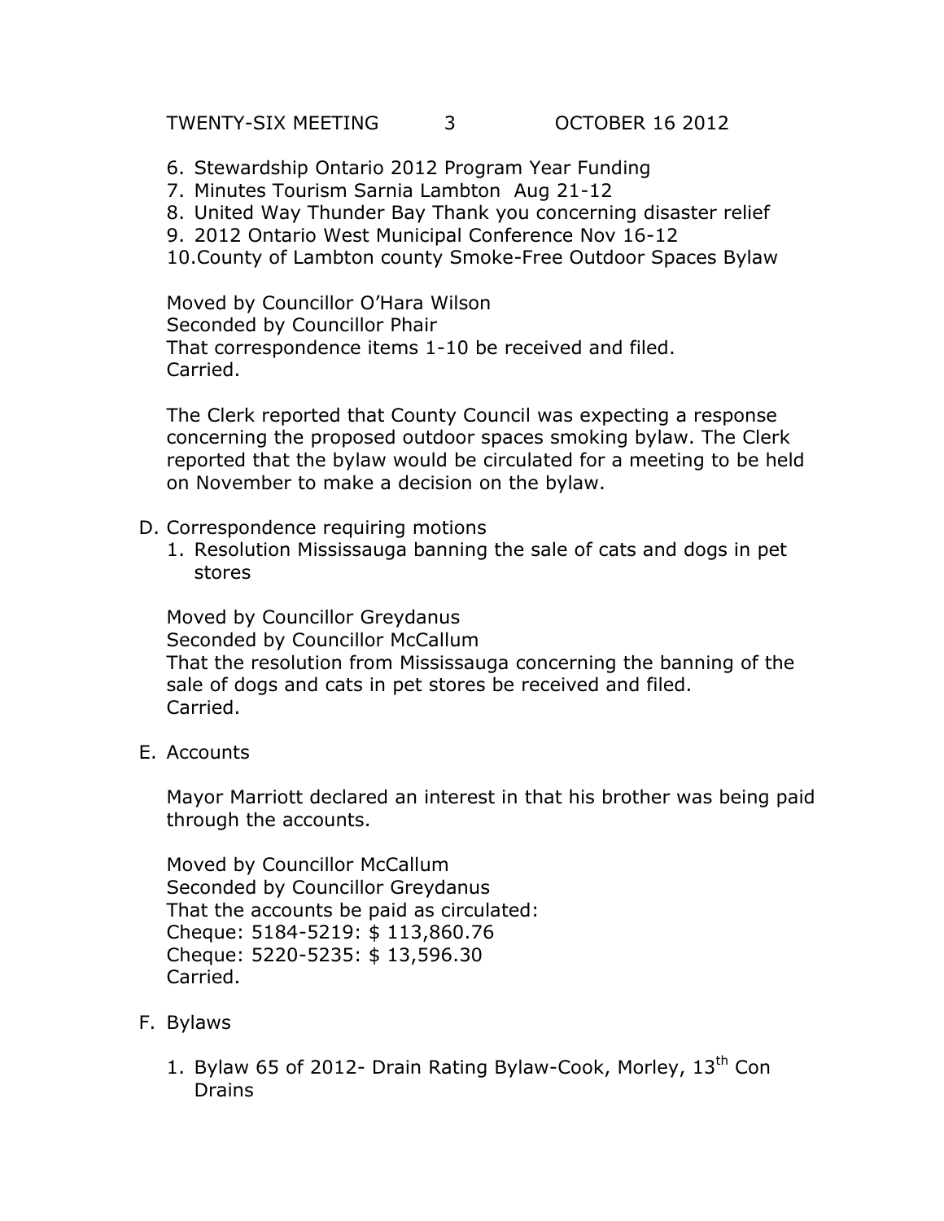6. Stewardship Ontario 2012 Program Year Funding
7. Minutes Tourism Sarnia Lambton Aug 21-12
8. United Way Thunder Bay Thank you concerning disaster relief
9. 2012 Ontario West Municipal Conference Nov 16-12
10. County of Lambton county Smoke-Free Outdoor Spaces Bylaw

Moved by Councillor O'Hara Wilson
Seconded by Councillor Phair
That correspondence items 1-10 be received and filed.
Carried.

The Clerk reported that County Council was expecting a response concerning the proposed outdoor spaces smoking bylaw. The Clerk reported that the bylaw would be circulated for a meeting to be held on November to make a decision on the bylaw.

D. Correspondence requiring motions

1. Resolution Mississauga banning the sale of cats and dogs in pet stores

Moved by Councillor Greydanus
Seconded by Councillor McCallum
That the resolution from Mississauga concerning the banning of the sale of dogs and cats in pet stores be received and filed.
Carried.

E. Accounts

Mayor Marriott declared an interest in that his brother was being paid through the accounts.

Moved by Councillor McCallum
Seconded by Councillor Greydanus
That the accounts be paid as circulated:
Cheque: 5184-5219: $ 113,860.76
Cheque: 5220-5235: $ 13,596.30
Carried.

F. Bylaws

1. Bylaw 65 of 2012- Drain Rating Bylaw-Cook, Morley, 13th Con Drains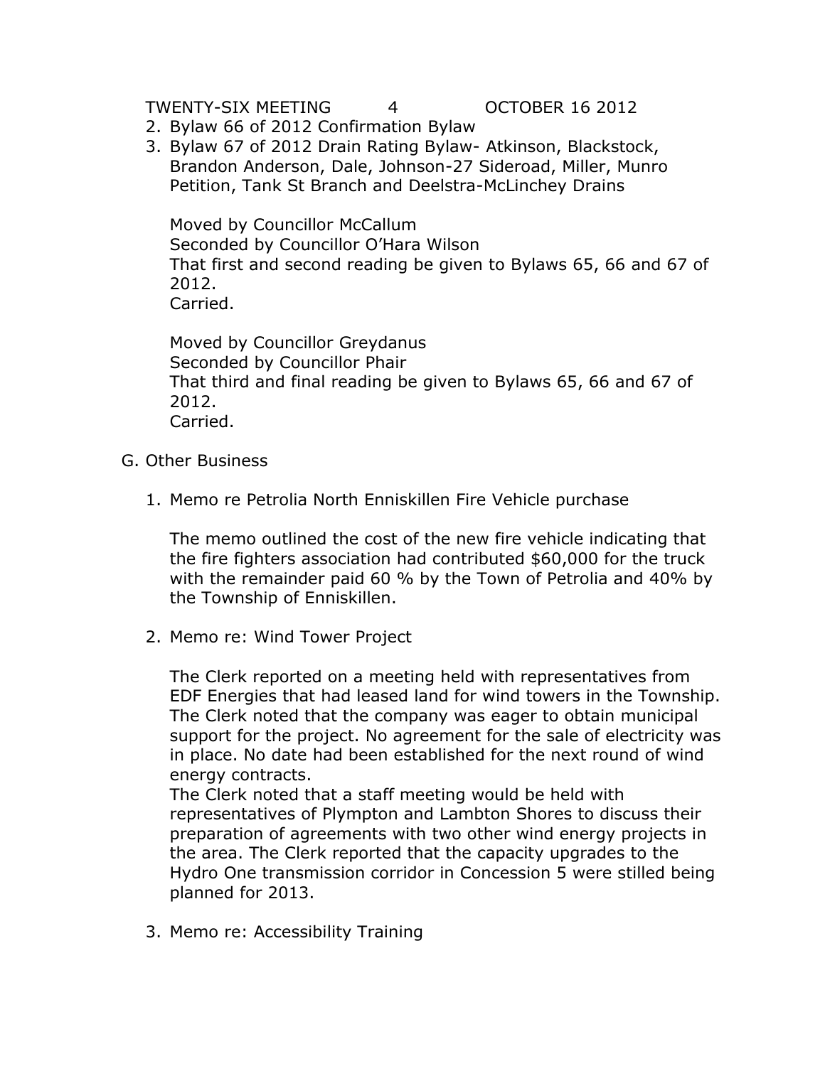2. Bylaw 66 of 2012 Confirmation Bylaw
3. Bylaw 67 of 2012 Drain Rating Bylaw- Atkinson, Blackstock, Brandon Anderson, Dale, Johnson-27 Sideroad, Miller, Munro Petition, Tank St Branch and Deelstra-McLinchey Drains

   Moved by Councillor McCallum
   Seconded by Councillor O'Hara Wilson
   That first and second reading be given to Bylaws 65, 66 and 67 of 2012.
   Carried.

   Moved by Councillor Greydanus
   Seconded by Councillor Phair
   That third and final reading be given to Bylaws 65, 66 and 67 of 2012.
   Carried.

G. Other Business

1. Memo re Petrolia North Enniskillen Fire Vehicle purchase

   The memo outlined the cost of the new fire vehicle indicating that the fire fighters association had contributed $60,000 for the truck with the remainder paid 60 % by the Town of Petrolia and 40% by the Township of Enniskillen.

2. Memo re: Wind Tower Project

   The Clerk reported on a meeting held with representatives from EDF Energies that had leased land for wind towers in the Township. The Clerk noted that the company was eager to obtain municipal support for the project. No agreement for the sale of electricity was in place. No date had been established for the next round of wind energy contracts.
   The Clerk noted that a staff meeting would be held with representatives of Plympton and Lambton Shores to discuss their preparation of agreements with two other wind energy projects in the area. The Clerk reported that the capacity upgrades to the Hydro One transmission corridor in Concession 5 were stilled being planned for 2013.

3. Memo re: Accessibility Training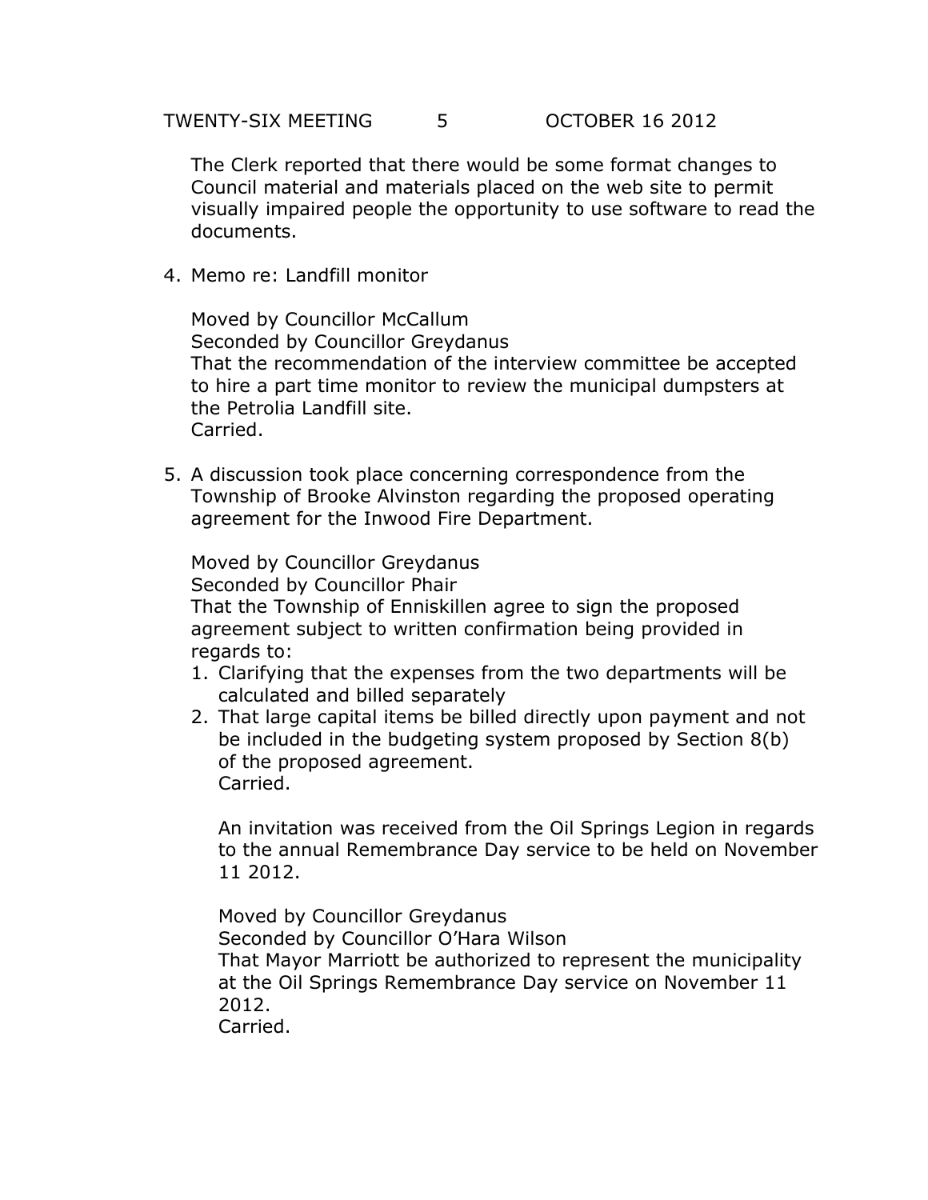The Clerk reported that there would be some format changes to Council material and materials placed on the web site to permit visually impaired people the opportunity to use software to read the documents.

4. Memo re: Landfill monitor

   Moved by Councillor McCallum
   Seconded by Councillor Greydanus
   That the recommendation of the interview committee be accepted to hire a part time monitor to review the municipal dumpsters at the Petrolia Landfill site.
   Carried.

5. A discussion took place concerning correspondence from the Township of Brooke Alvinston regarding the proposed operating agreement for the Inwood Fire Department.

   Moved by Councillor Greydanus
   Seconded by Councillor Phair
   That the Township of Enniskillen agree to sign the proposed agreement subject to written confirmation being provided in regards to:
   1. Clarifying that the expenses from the two departments will be calculated and billed separately
   2. That large capital items be billed directly upon payment and not be included in the budgeting system proposed by Section 8(b) of the proposed agreement.
      Carried.

      An invitation was received from the Oil Springs Legion in regards to the annual Remembrance Day service to be held on November 11 2012.

      Moved by Councillor Greydanus
      Seconded by Councillor O'Hara Wilson
      That Mayor Marriott be authorized to represent the municipality at the Oil Springs Remembrance Day service on November 11 2012.
      Carried.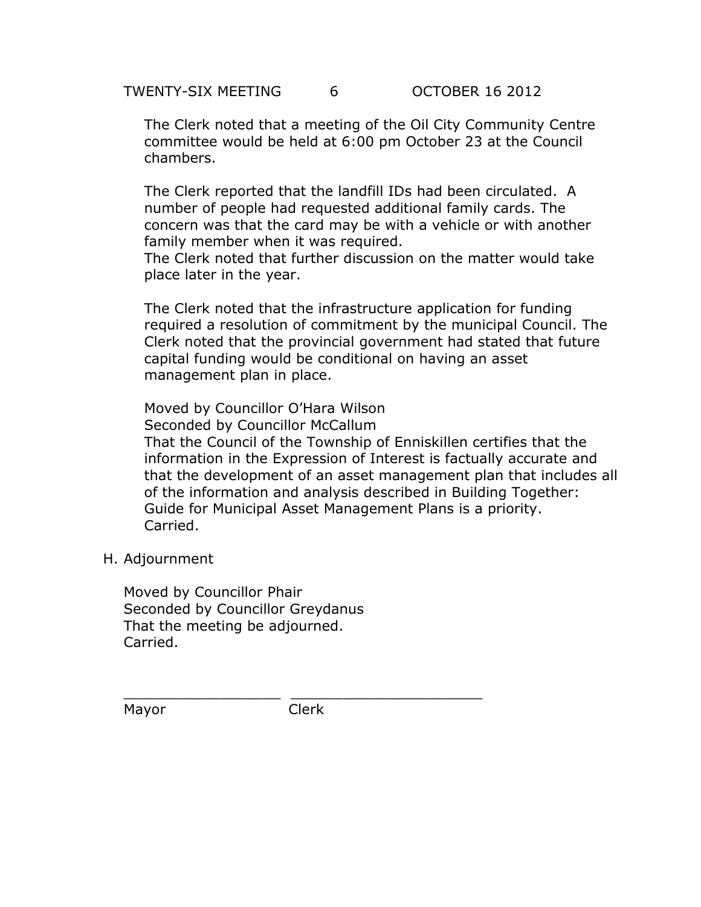The Clerk noted that a meeting of the Oil City Community Centre committee would be held at 6:00 pm October 23 at the Council chambers.

The Clerk reported that the landfill IDs had been circulated. A number of people had requested additional family cards. The concern was that the card may be with a vehicle or with another family member when it was required.
The Clerk noted that further discussion on the matter would take place later in the year.

The Clerk noted that the infrastructure application for funding required a resolution of commitment by the municipal Council. The Clerk noted that the provincial government had stated that future capital funding would be conditional on having an asset management plan in place.

Moved by Councillor O'Hara Wilson
Seconded by Councillor McCallum
That the Council of the Township of Enniskillen certifies that the information in the Expression of Interest is factually accurate and that the development of an asset management plan that includes all of the information and analysis described in Building Together: Guide for Municipal Asset Management Plans is a priority.
Carried.

H. Adjournment

Moved by Councillor Phair
Seconded by Councillor Greydanus
That the meeting be adjourned.
Carried.

\_\_\_\_\_\_\_\_\_\_\_\_\_\_\_\_\_\_ \_\_\_\_\_\_\_\_\_\_\_\_\_\_\_\_\_\_\_\_\_\_
Mayor Clerk